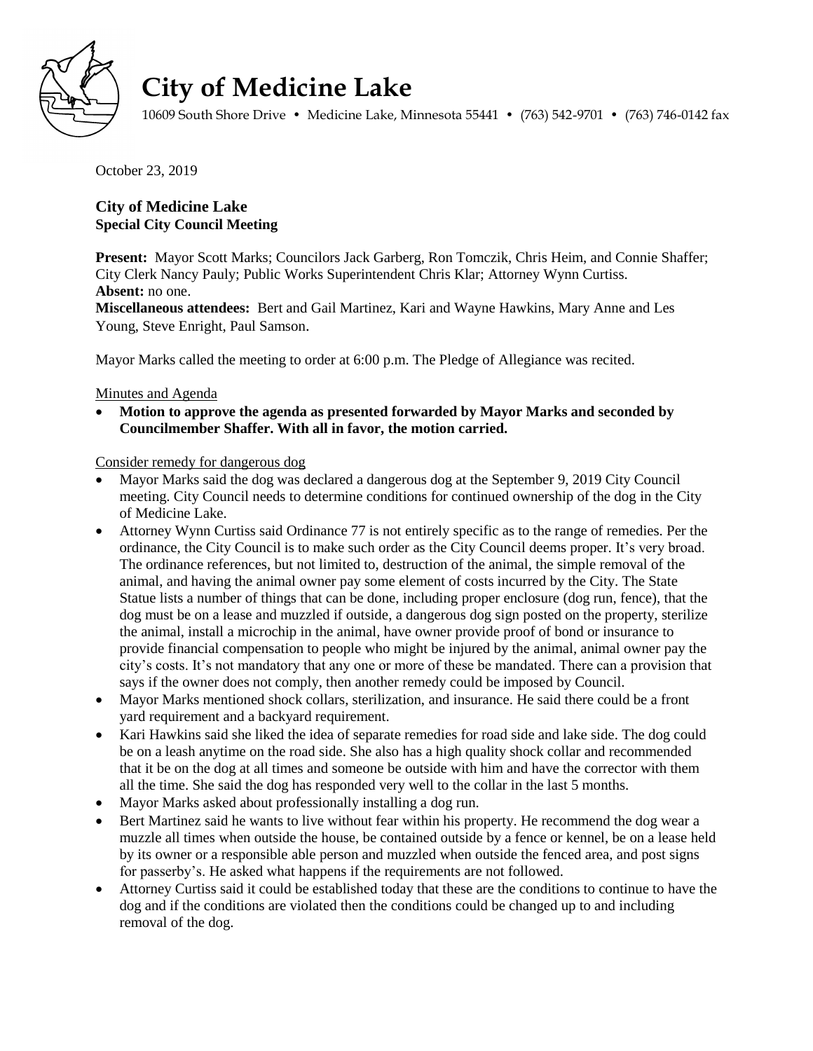# City of Medicine Lake

10609 South Shore Drive • Medicine Lake, Minnesota 55441 • (763) 542-9701 • (763) 746-0142 fax

October 23, 2019

## City of Medicine Lake
### Special City Council Meeting

**Present:** Mayor Scott Marks; Councilors Jack Garberg, Ron Tomczik, Chris Heim, and Connie Shaffer; City Clerk Nancy Pauly; Public Works Superintendent Chris Klar; Attorney Wynn Curtiss.
**Absent:** no one.
**Miscellaneous attendees:** Bert and Gail Martinez, Kari and Wayne Hawkins, Mary Anne and Les Young, Steve Enright, Paul Samson.

Mayor Marks called the meeting to order at 6:00 p.m. The Pledge of Allegiance was recited.

Minutes and Agenda

- **Motion to approve the agenda as presented forwarded by Mayor Marks and seconded by Councilmember Shaffer. With all in favor, the motion carried.**

Consider remedy for dangerous dog

- Mayor Marks said the dog was declared a dangerous dog at the September 9, 2019 City Council meeting. City Council needs to determine conditions for continued ownership of the dog in the City of Medicine Lake.
- Attorney Wynn Curtiss said Ordinance 77 is not entirely specific as to the range of remedies. Per the ordinance, the City Council is to make such order as the City Council deems proper. It's very broad. The ordinance references, but not limited to, destruction of the animal, the simple removal of the animal, and having the animal owner pay some element of costs incurred by the City. The State Statue lists a number of things that can be done, including proper enclosure (dog run, fence), that the dog must be on a lease and muzzled if outside, a dangerous dog sign posted on the property, sterilize the animal, install a microchip in the animal, have owner provide proof of bond or insurance to provide financial compensation to people who might be injured by the animal, animal owner pay the city's costs. It's not mandatory that any one or more of these be mandated. There can a provision that says if the owner does not comply, then another remedy could be imposed by Council.
- Mayor Marks mentioned shock collars, sterilization, and insurance. He said there could be a front yard requirement and a backyard requirement.
- Kari Hawkins said she liked the idea of separate remedies for road side and lake side. The dog could be on a leash anytime on the road side. She also has a high quality shock collar and recommended that it be on the dog at all times and someone be outside with him and have the corrector with them all the time. She said the dog has responded very well to the collar in the last 5 months.
- Mayor Marks asked about professionally installing a dog run.
- Bert Martinez said he wants to live without fear within his property. He recommend the dog wear a muzzle all times when outside the house, be contained outside by a fence or kennel, be on a lease held by its owner or a responsible able person and muzzled when outside the fenced area, and post signs for passerby's. He asked what happens if the requirements are not followed.
- Attorney Curtiss said it could be established today that these are the conditions to continue to have the dog and if the conditions are violated then the conditions could be changed up to and including removal of the dog.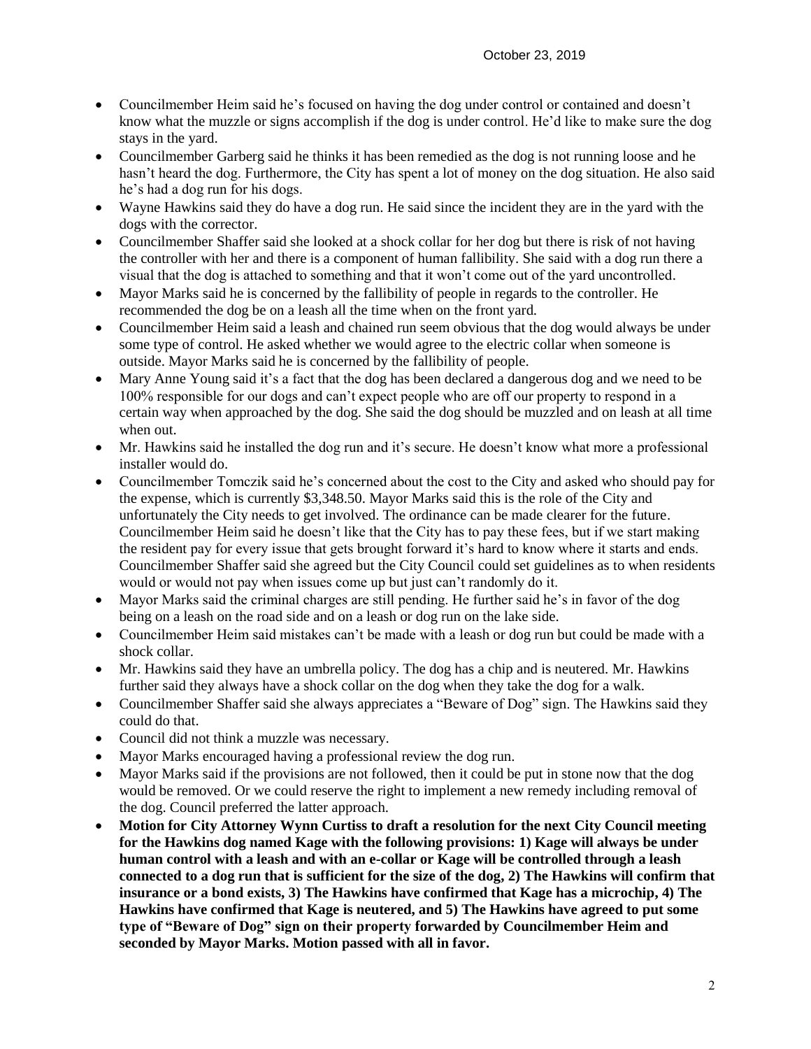- Councilmember Heim said he's focused on having the dog under control or contained and doesn't know what the muzzle or signs accomplish if the dog is under control. He'd like to make sure the dog stays in the yard.
- Councilmember Garberg said he thinks it has been remedied as the dog is not running loose and he hasn't heard the dog. Furthermore, the City has spent a lot of money on the dog situation. He also said he's had a dog run for his dogs.
- Wayne Hawkins said they do have a dog run. He said since the incident they are in the yard with the dogs with the corrector.
- Councilmember Shaffer said she looked at a shock collar for her dog but there is risk of not having the controller with her and there is a component of human fallibility. She said with a dog run there a visual that the dog is attached to something and that it won't come out of the yard uncontrolled.
- Mayor Marks said he is concerned by the fallibility of people in regards to the controller. He recommended the dog be on a leash all the time when on the front yard.
- Councilmember Heim said a leash and chained run seem obvious that the dog would always be under some type of control. He asked whether we would agree to the electric collar when someone is outside. Mayor Marks said he is concerned by the fallibility of people.
- Mary Anne Young said it's a fact that the dog has been declared a dangerous dog and we need to be 100% responsible for our dogs and can't expect people who are off our property to respond in a certain way when approached by the dog. She said the dog should be muzzled and on leash at all time when out.
- Mr. Hawkins said he installed the dog run and it's secure. He doesn't know what more a professional installer would do.
- Councilmember Tomczik said he's concerned about the cost to the City and asked who should pay for the expense, which is currently $3,348.50. Mayor Marks said this is the role of the City and unfortunately the City needs to get involved. The ordinance can be made clearer for the future. Councilmember Heim said he doesn't like that the City has to pay these fees, but if we start making the resident pay for every issue that gets brought forward it's hard to know where it starts and ends. Councilmember Shaffer said she agreed but the City Council could set guidelines as to when residents would or would not pay when issues come up but just can't randomly do it.
- Mayor Marks said the criminal charges are still pending. He further said he's in favor of the dog being on a leash on the road side and on a leash or dog run on the lake side.
- Councilmember Heim said mistakes can't be made with a leash or dog run but could be made with a shock collar.
- Mr. Hawkins said they have an umbrella policy. The dog has a chip and is neutered. Mr. Hawkins further said they always have a shock collar on the dog when they take the dog for a walk.
- Councilmember Shaffer said she always appreciates a "Beware of Dog" sign. The Hawkins said they could do that.
- Council did not think a muzzle was necessary.
- Mayor Marks encouraged having a professional review the dog run.
- Mayor Marks said if the provisions are not followed, then it could be put in stone now that the dog would be removed. Or we could reserve the right to implement a new remedy including removal of the dog. Council preferred the latter approach.
- **Motion for City Attorney Wynn Curtiss to draft a resolution for the next City Council meeting for the Hawkins dog named Kage with the following provisions: 1) Kage will always be under human control with a leash and with an e-collar or Kage will be controlled through a leash connected to a dog run that is sufficient for the size of the dog, 2) The Hawkins will confirm that insurance or a bond exists, 3) The Hawkins have confirmed that Kage has a microchip, 4) The Hawkins have confirmed that Kage is neutered, and 5) The Hawkins have agreed to put some type of "Beware of Dog" sign on their property forwarded by Councilmember Heim and seconded by Mayor Marks. Motion passed with all in favor.**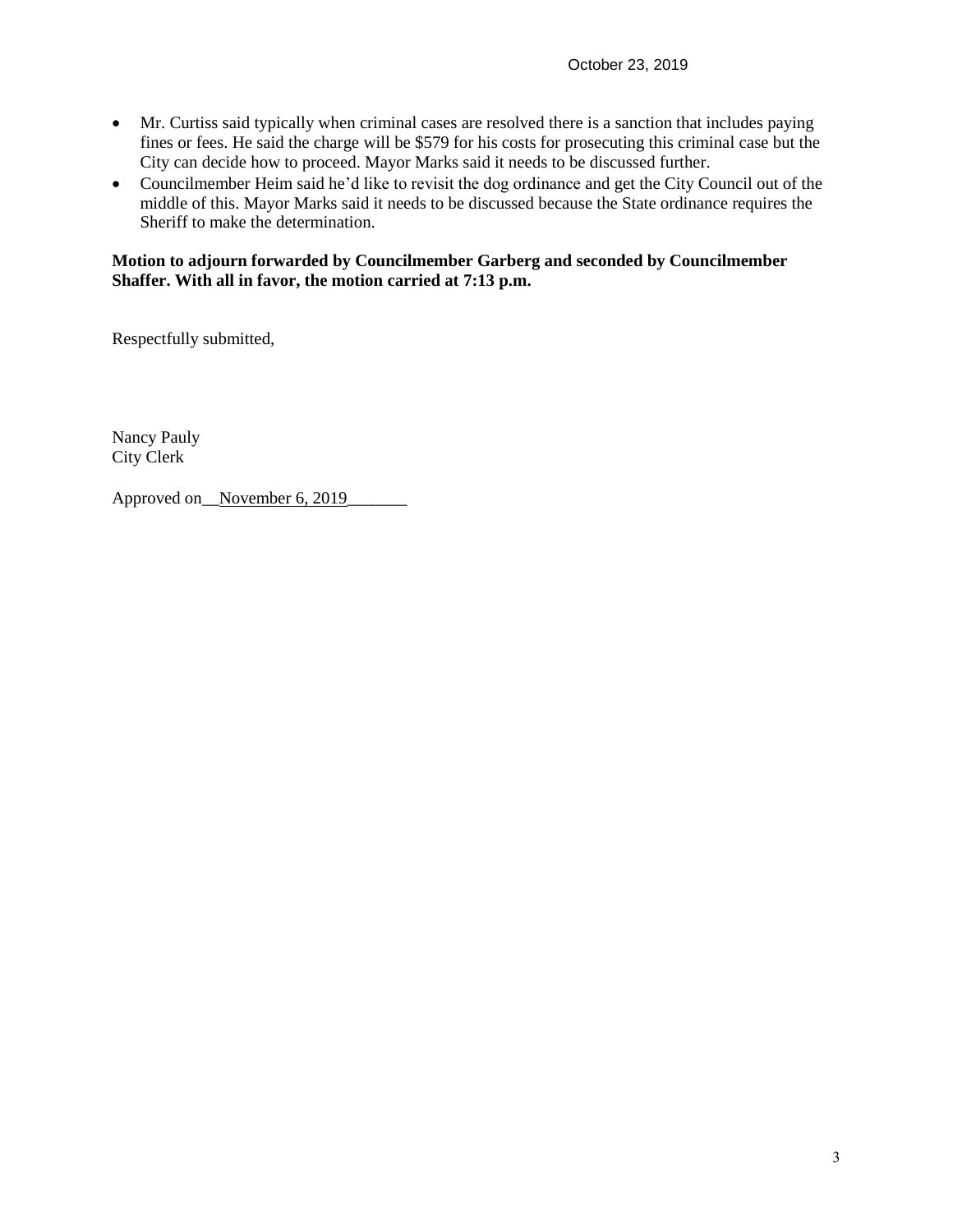- Mr. Curtiss said typically when criminal cases are resolved there is a sanction that includes paying fines or fees. He said the charge will be $579 for his costs for prosecuting this criminal case but the City can decide how to proceed. Mayor Marks said it needs to be discussed further.
- Councilmember Heim said he'd like to revisit the dog ordinance and get the City Council out of the middle of this. Mayor Marks said it needs to be discussed because the State ordinance requires the Sheriff to make the determination.

**Motion to adjourn forwarded by Councilmember Garberg and seconded by Councilmember Shaffer. With all in favor, the motion carried at 7:13 p.m.**

Respectfully submitted,

Nancy Pauly
City Clerk

Approved on__November 6, 2019_______